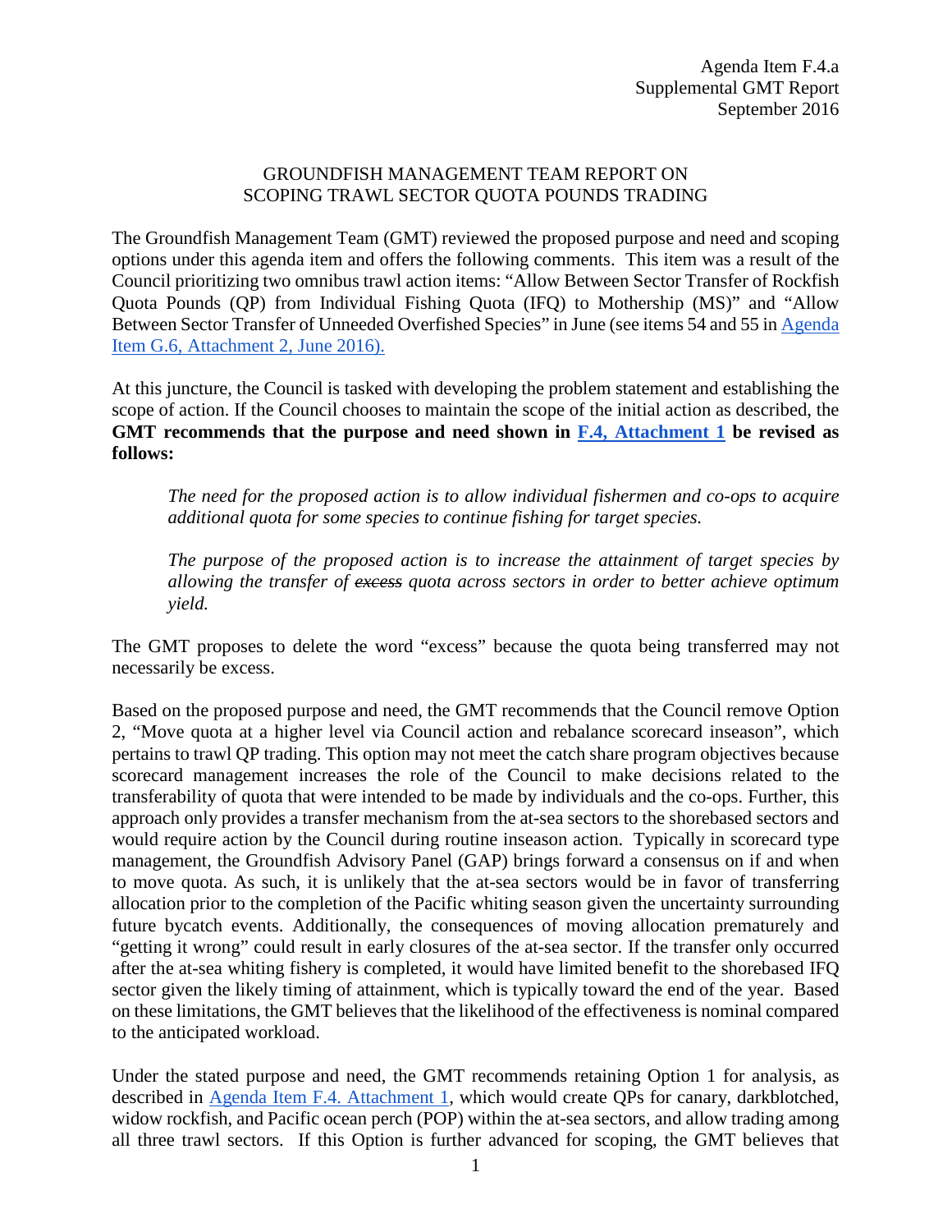Agenda Item F.4.a
Supplemental GMT Report
September 2016

# GROUNDFISH MANAGEMENT TEAM REPORT ON SCOPING TRAWL SECTOR QUOTA POUNDS TRADING

The Groundfish Management Team (GMT) reviewed the proposed purpose and need and scoping options under this agenda item and offers the following comments. This item was a result of the Council prioritizing two omnibus trawl action items: "Allow Between Sector Transfer of Rockfish Quota Pounds (QP) from Individual Fishing Quota (IFQ) to Mothership (MS)" and "Allow Between Sector Transfer of Unneeded Overfished Species" in June (see items 54 and 55 in [Agenda Item G.6, Attachment 2, June 2016).]()

At this juncture, the Council is tasked with developing the problem statement and establishing the scope of action. If the Council chooses to maintain the scope of the initial action as described, the **GMT recommends that the purpose and need shown in [F.4, Attachment 1]() be revised as follows:**

> *The need for the proposed action is to allow individual fishermen and co-ops to acquire additional quota for some species to continue fishing for target species.*
>
> *The purpose of the proposed action is to increase the attainment of target species by allowing the transfer of ~~excess~~ quota across sectors in order to better achieve optimum yield.*

The GMT proposes to delete the word "excess" because the quota being transferred may not necessarily be excess.

Based on the proposed purpose and need, the GMT recommends that the Council remove Option 2, "Move quota at a higher level via Council action and rebalance scorecard inseason", which pertains to trawl QP trading. This option may not meet the catch share program objectives because scorecard management increases the role of the Council to make decisions related to the transferability of quota that were intended to be made by individuals and the co-ops. Further, this approach only provides a transfer mechanism from the at-sea sectors to the shorebased sectors and would require action by the Council during routine inseason action. Typically in scorecard type management, the Groundfish Advisory Panel (GAP) brings forward a consensus on if and when to move quota. As such, it is unlikely that the at-sea sectors would be in favor of transferring allocation prior to the completion of the Pacific whiting season given the uncertainty surrounding future bycatch events. Additionally, the consequences of moving allocation prematurely and "getting it wrong" could result in early closures of the at-sea sector. If the transfer only occurred after the at-sea whiting fishery is completed, it would have limited benefit to the shorebased IFQ sector given the likely timing of attainment, which is typically toward the end of the year. Based on these limitations, the GMT believes that the likelihood of the effectiveness is nominal compared to the anticipated workload.

Under the stated purpose and need, the GMT recommends retaining Option 1 for analysis, as described in [Agenda Item F.4. Attachment 1](), which would create QPs for canary, darkblotched, widow rockfish, and Pacific ocean perch (POP) within the at-sea sectors, and allow trading among all three trawl sectors. If this Option is further advanced for scoping, the GMT believes that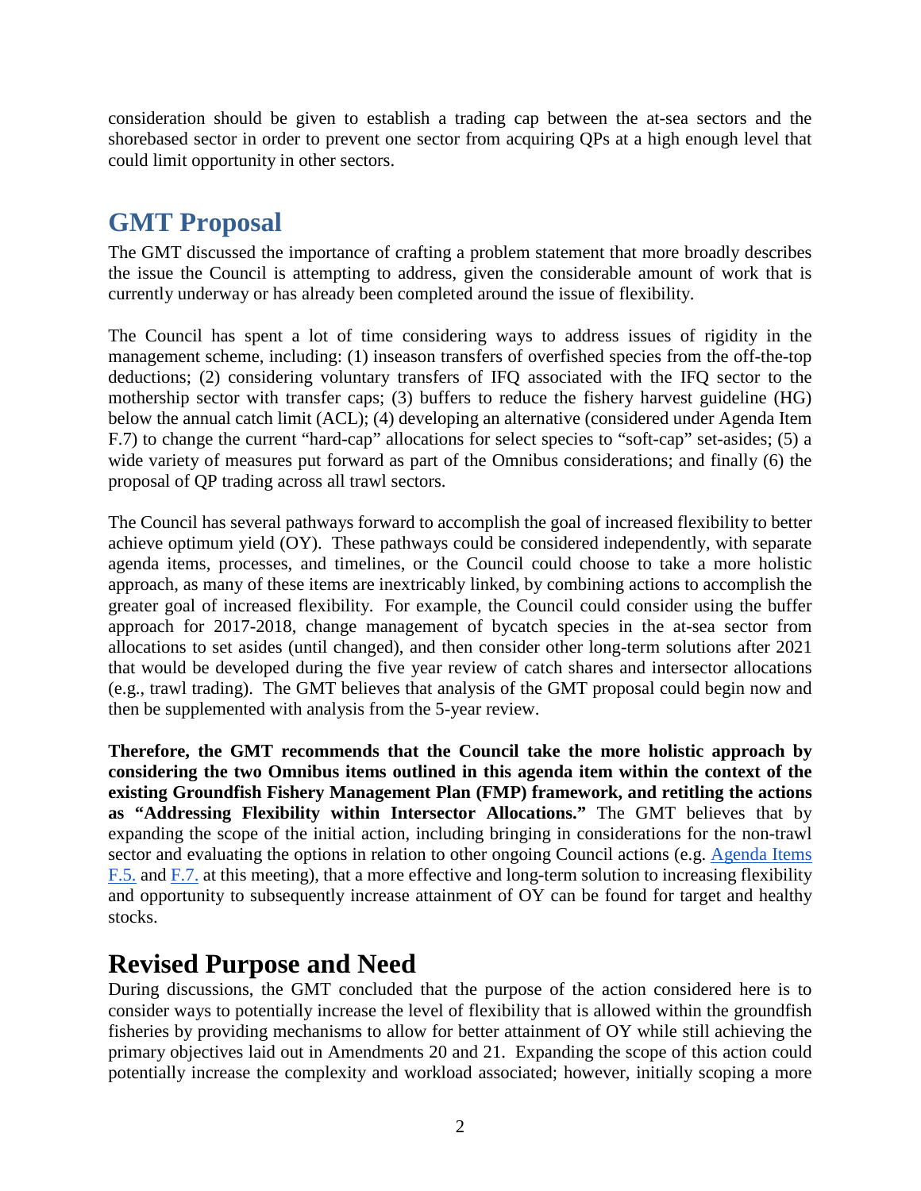consideration should be given to establish a trading cap between the at-sea sectors and the shorebased sector in order to prevent one sector from acquiring QPs at a high enough level that could limit opportunity in other sectors.

## GMT Proposal

The GMT discussed the importance of crafting a problem statement that more broadly describes the issue the Council is attempting to address, given the considerable amount of work that is currently underway or has already been completed around the issue of flexibility.

The Council has spent a lot of time considering ways to address issues of rigidity in the management scheme, including: (1) inseason transfers of overfished species from the off-the-top deductions; (2) considering voluntary transfers of IFQ associated with the IFQ sector to the mothership sector with transfer caps; (3) buffers to reduce the fishery harvest guideline (HG) below the annual catch limit (ACL); (4) developing an alternative (considered under Agenda Item F.7) to change the current "hard-cap" allocations for select species to "soft-cap" set-asides; (5) a wide variety of measures put forward as part of the Omnibus considerations; and finally (6) the proposal of QP trading across all trawl sectors.

The Council has several pathways forward to accomplish the goal of increased flexibility to better achieve optimum yield (OY). These pathways could be considered independently, with separate agenda items, processes, and timelines, or the Council could choose to take a more holistic approach, as many of these items are inextricably linked, by combining actions to accomplish the greater goal of increased flexibility. For example, the Council could consider using the buffer approach for 2017-2018, change management of bycatch species in the at-sea sector from allocations to set asides (until changed), and then consider other long-term solutions after 2021 that would be developed during the five year review of catch shares and intersector allocations (e.g., trawl trading). The GMT believes that analysis of the GMT proposal could begin now and then be supplemented with analysis from the 5-year review.

**Therefore, the GMT recommends that the Council take the more holistic approach by considering the two Omnibus items outlined in this agenda item within the context of the existing Groundfish Fishery Management Plan (FMP) framework, and retitling the actions as "Addressing Flexibility within Intersector Allocations."** The GMT believes that by expanding the scope of the initial action, including bringing in considerations for the non-trawl sector and evaluating the options in relation to other ongoing Council actions (e.g. Agenda Items F.5. and F.7. at this meeting), that a more effective and long-term solution to increasing flexibility and opportunity to subsequently increase attainment of OY can be found for target and healthy stocks.

# Revised Purpose and Need

During discussions, the GMT concluded that the purpose of the action considered here is to consider ways to potentially increase the level of flexibility that is allowed within the groundfish fisheries by providing mechanisms to allow for better attainment of OY while still achieving the primary objectives laid out in Amendments 20 and 21. Expanding the scope of this action could potentially increase the complexity and workload associated; however, initially scoping a more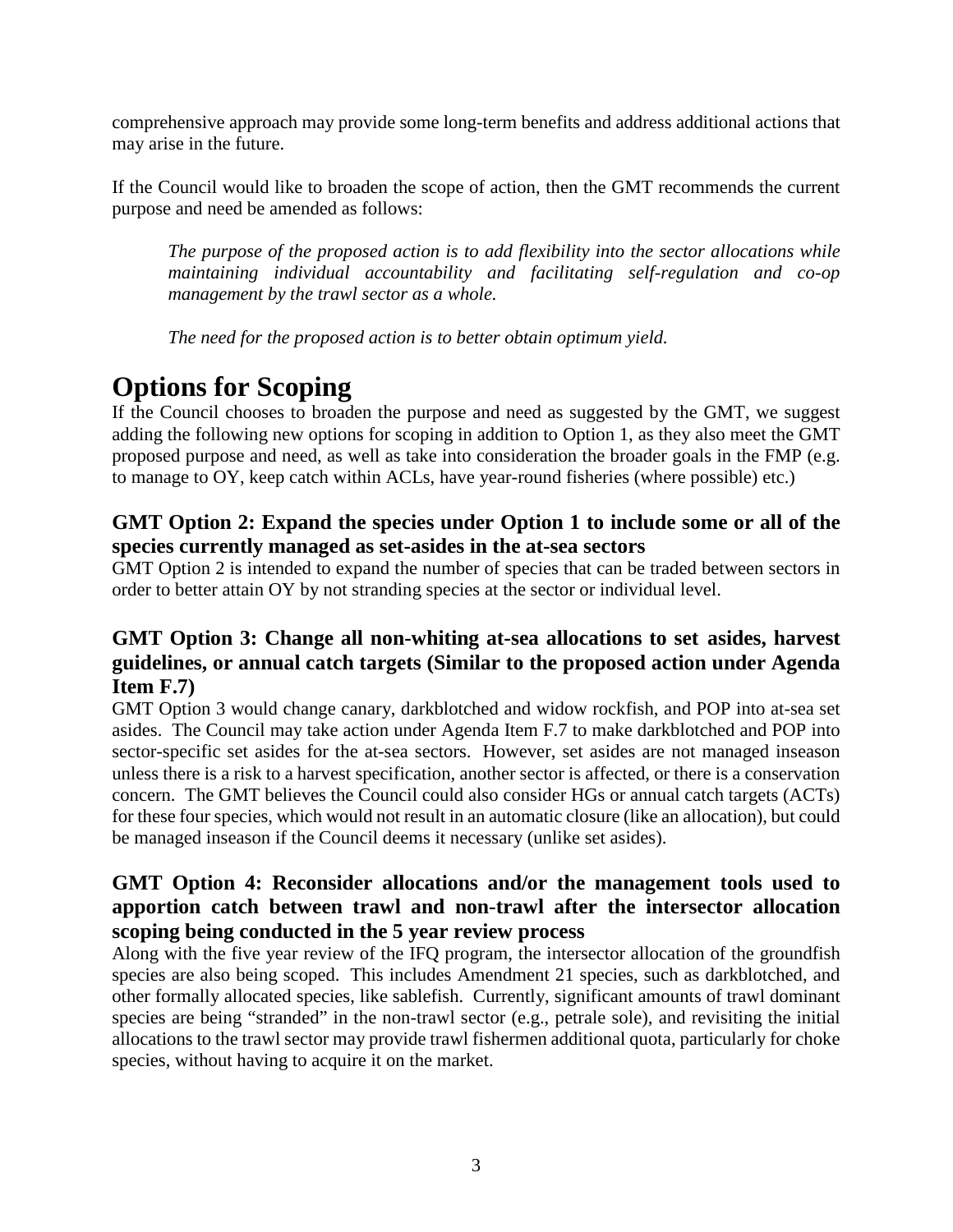comprehensive approach may provide some long-term benefits and address additional actions that may arise in the future.

If the Council would like to broaden the scope of action, then the GMT recommends the current purpose and need be amended as follows:

> *The purpose of the proposed action is to add flexibility into the sector allocations while maintaining individual accountability and facilitating self-regulation and co-op management by the trawl sector as a whole.*
>
> *The need for the proposed action is to better obtain optimum yield.*

# Options for Scoping

If the Council chooses to broaden the purpose and need as suggested by the GMT, we suggest adding the following new options for scoping in addition to Option 1, as they also meet the GMT proposed purpose and need, as well as take into consideration the broader goals in the FMP (e.g. to manage to OY, keep catch within ACLs, have year-round fisheries (where possible) etc.)

### GMT Option 2: Expand the species under Option 1 to include some or all of the species currently managed as set-asides in the at-sea sectors

GMT Option 2 is intended to expand the number of species that can be traded between sectors in order to better attain OY by not stranding species at the sector or individual level.

### GMT Option 3: Change all non-whiting at-sea allocations to set asides, harvest guidelines, or annual catch targets (Similar to the proposed action under Agenda Item F.7)

GMT Option 3 would change canary, darkblotched and widow rockfish, and POP into at-sea set asides. The Council may take action under Agenda Item F.7 to make darkblotched and POP into sector-specific set asides for the at-sea sectors. However, set asides are not managed inseason unless there is a risk to a harvest specification, another sector is affected, or there is a conservation concern. The GMT believes the Council could also consider HGs or annual catch targets (ACTs) for these four species, which would not result in an automatic closure (like an allocation), but could be managed inseason if the Council deems it necessary (unlike set asides).

### GMT Option 4: Reconsider allocations and/or the management tools used to apportion catch between trawl and non-trawl after the intersector allocation scoping being conducted in the 5 year review process

Along with the five year review of the IFQ program, the intersector allocation of the groundfish species are also being scoped. This includes Amendment 21 species, such as darkblotched, and other formally allocated species, like sablefish. Currently, significant amounts of trawl dominant species are being "stranded" in the non-trawl sector (e.g., petrale sole), and revisiting the initial allocations to the trawl sector may provide trawl fishermen additional quota, particularly for choke species, without having to acquire it on the market.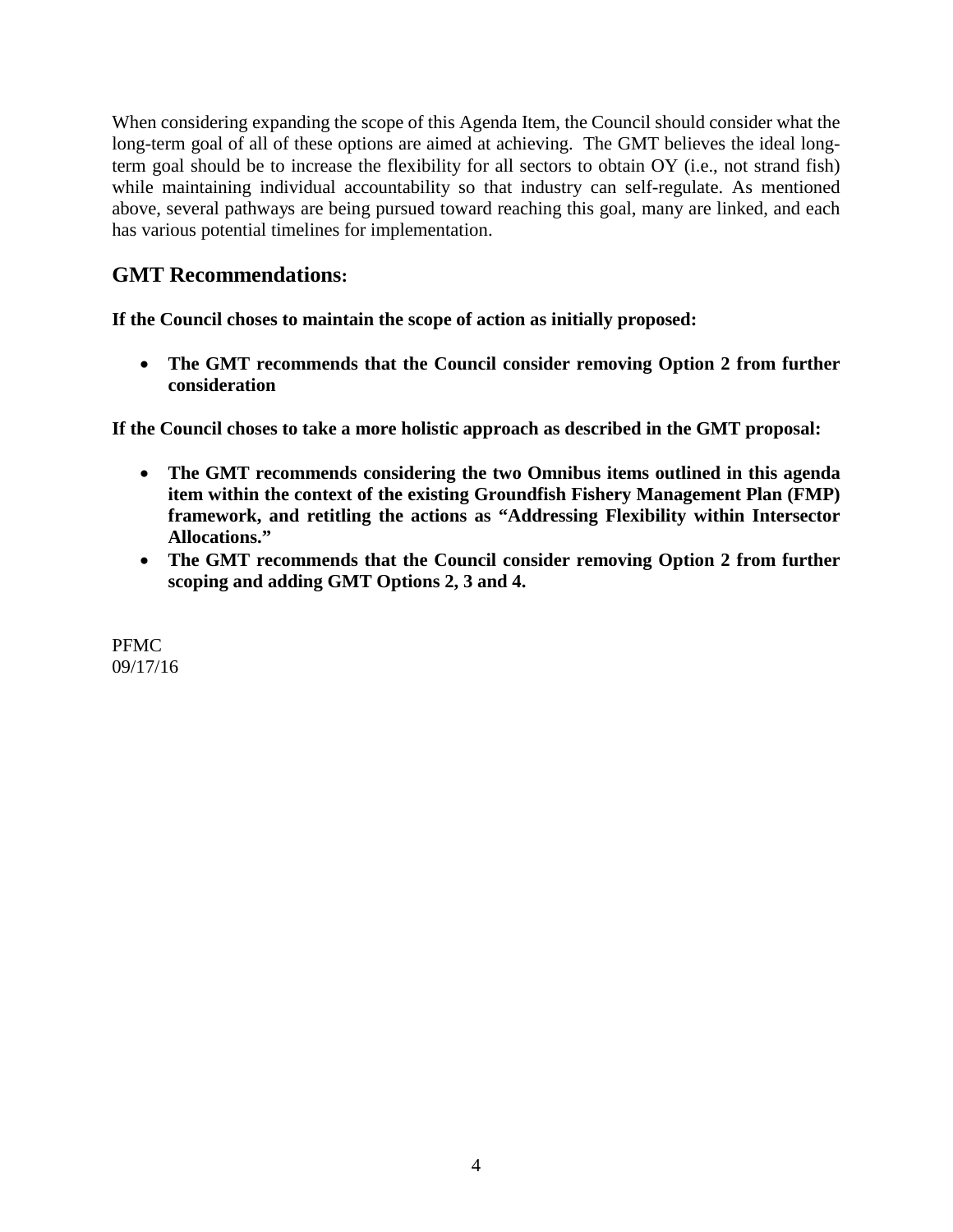When considering expanding the scope of this Agenda Item, the Council should consider what the long-term goal of all of these options are aimed at achieving. The GMT believes the ideal long-term goal should be to increase the flexibility for all sectors to obtain OY (i.e., not strand fish) while maintaining individual accountability so that industry can self-regulate. As mentioned above, several pathways are being pursued toward reaching this goal, many are linked, and each has various potential timelines for implementation.

## GMT Recommendations:

**If the Council choses to maintain the scope of action as initially proposed:**

- **The GMT recommends that the Council consider removing Option 2 from further consideration**

**If the Council choses to take a more holistic approach as described in the GMT proposal:**

- **The GMT recommends considering the two Omnibus items outlined in this agenda item within the context of the existing Groundfish Fishery Management Plan (FMP) framework, and retitling the actions as "Addressing Flexibility within Intersector Allocations."**
- **The GMT recommends that the Council consider removing Option 2 from further scoping and adding GMT Options 2, 3 and 4.**

PFMC
09/17/16